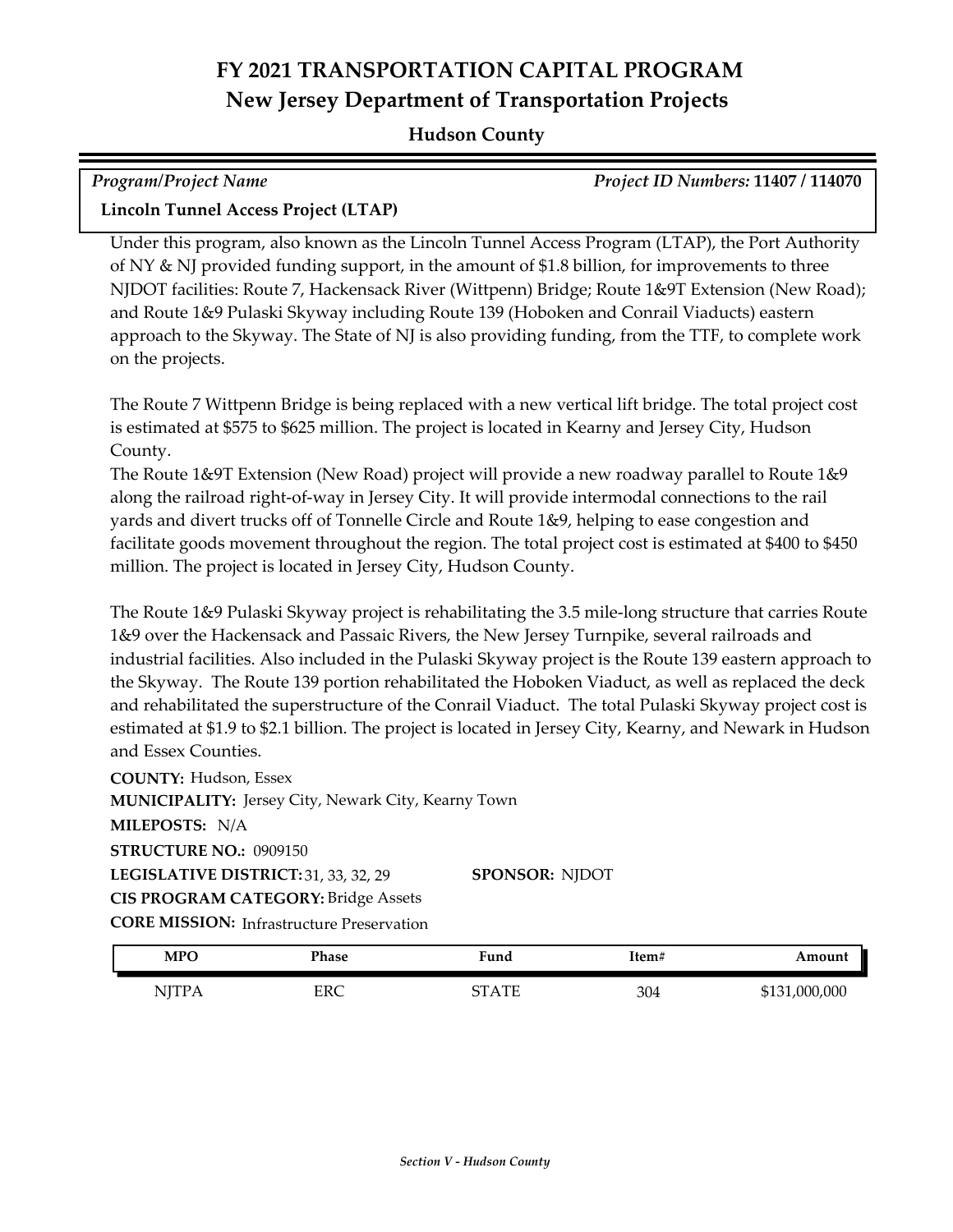# FY 2021 TRANSPORTATION CAPITAL PROGRAM

## New Jersey Department of Transportation Projects

### Hudson County

*Program/Project Name* | *Project ID Numbers:* **11407 / 114070**

**Lincoln Tunnel Access Project (LTAP)**

Under this program, also known as the Lincoln Tunnel Access Program (LTAP), the Port Authority of NY & NJ provided funding support, in the amount of $1.8 billion, for improvements to three NJDOT facilities: Route 7, Hackensack River (Wittpenn) Bridge; Route 1&9T Extension (New Road); and Route 1&9 Pulaski Skyway including Route 139 (Hoboken and Conrail Viaducts) eastern approach to the Skyway. The State of NJ is also providing funding, from the TTF, to complete work on the projects.

The Route 7 Wittpenn Bridge is being replaced with a new vertical lift bridge. The total project cost is estimated at $575 to $625 million. The project is located in Kearny and Jersey City, Hudson County.

The Route 1&9T Extension (New Road) project will provide a new roadway parallel to Route 1&9 along the railroad right-of-way in Jersey City. It will provide intermodal connections to the rail yards and divert trucks off of Tonnelle Circle and Route 1&9, helping to ease congestion and facilitate goods movement throughout the region. The total project cost is estimated at $400 to $450 million. The project is located in Jersey City, Hudson County.

The Route 1&9 Pulaski Skyway project is rehabilitating the 3.5 mile-long structure that carries Route 1&9 over the Hackensack and Passaic Rivers, the New Jersey Turnpike, several railroads and industrial facilities. Also included in the Pulaski Skyway project is the Route 139 eastern approach to the Skyway. The Route 139 portion rehabilitated the Hoboken Viaduct, as well as replaced the deck and rehabilitated the superstructure of the Conrail Viaduct. The total Pulaski Skyway project cost is estimated at $1.9 to $2.1 billion. The project is located in Jersey City, Kearny, and Newark in Hudson and Essex Counties.

**COUNTY:** Hudson, Essex
**MUNICIPALITY:** Jersey City, Newark City, Kearny Town
**MILEPOSTS:** N/A
**STRUCTURE NO.:** 0909150
**LEGISLATIVE DISTRICT:** 31, 33, 32, 29 **SPONSOR:** NJDOT
**CIS PROGRAM CATEGORY:** Bridge Assets
**CORE MISSION:** Infrastructure Preservation

| MPO | Phase | Fund | Item# | Amount |
|---|---|---|---|---|
| NJTPA | ERC | STATE | 304 | $131,000,000 |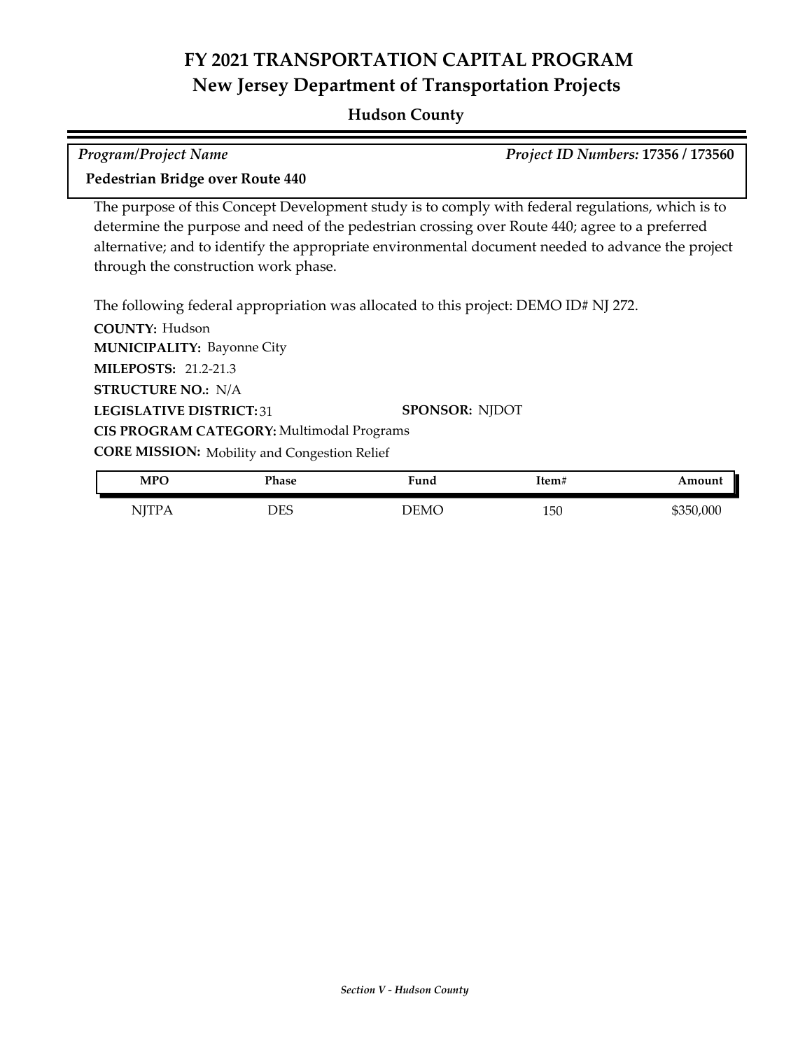# FY 2021 TRANSPORTATION CAPITAL PROGRAM

## New Jersey Department of Transportation Projects

### Hudson County

*Program/Project Name* — *Project ID Numbers:* **17356 / 173560**

**Pedestrian Bridge over Route 440**

The purpose of this Concept Development study is to comply with federal regulations, which is to determine the purpose and need of the pedestrian crossing over Route 440; agree to a preferred alternative; and to identify the appropriate environmental document needed to advance the project through the construction work phase.

The following federal appropriation was allocated to this project: DEMO ID# NJ 272.

**COUNTY:** Hudson
**MUNICIPALITY:** Bayonne City
**MILEPOSTS:** 21.2-21.3
**STRUCTURE NO.:** N/A
**LEGISLATIVE DISTRICT:** 31 **SPONSOR:** NJDOT
**CIS PROGRAM CATEGORY:** Multimodal Programs
**CORE MISSION:** Mobility and Congestion Relief

| MPO | Phase | Fund | Item# | Amount |
|---|---|---|---|---|
| NJTPA | DES | DEMO | 150 | $350,000 |